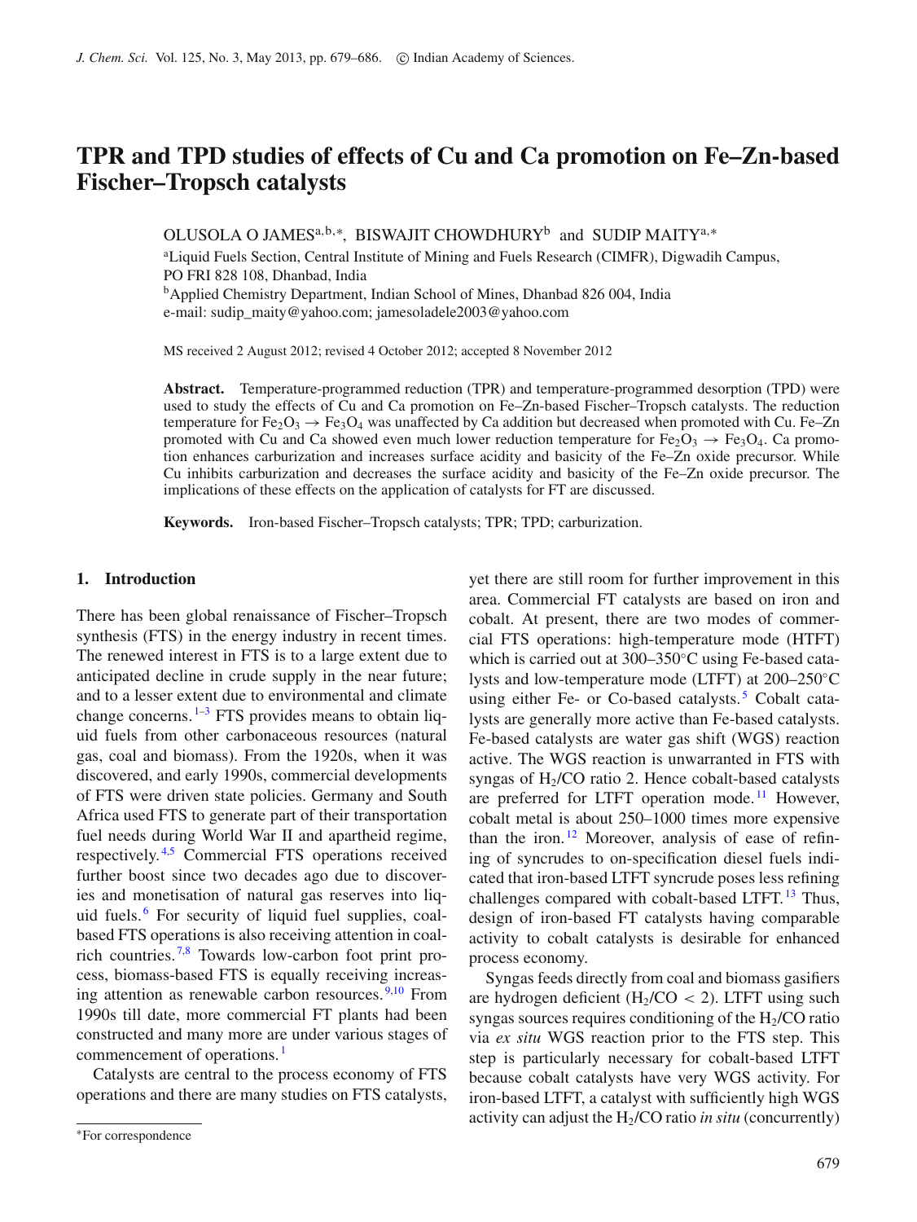# TPR and TPD studies of effects of Cu and Ca promotion on Fe–Zn-based Fischer–Tropsch catalysts

OLUSOLA O JAMES[a,b,*], BISWAJIT CHOWDHURY[b] and SUDIP MAITY[a,*]

[a]Liquid Fuels Section, Central Institute of Mining and Fuels Research (CIMFR), Digwadih Campus, PO FRI 828 108, Dhanbad, India

[b]Applied Chemistry Department, Indian School of Mines, Dhanbad 826 004, India

e-mail: sudip_maity@yahoo.com; jamesoladele2003@yahoo.com

MS received 2 August 2012; revised 4 October 2012; accepted 8 November 2012

**Abstract.** Temperature-programmed reduction (TPR) and temperature-programmed desorption (TPD) were used to study the effects of Cu and Ca promotion on Fe–Zn-based Fischer–Tropsch catalysts. The reduction temperature for $Fe_2O_3 \rightarrow Fe_3O_4$ was unaffected by Ca addition but decreased when promoted with Cu. Fe–Zn promoted with Cu and Ca showed even much lower reduction temperature for $Fe_2O_3 \rightarrow Fe_3O_4$. Ca promotion enhances carburization and increases surface acidity and basicity of the Fe–Zn oxide precursor. While Cu inhibits carburization and decreases the surface acidity and basicity of the Fe–Zn oxide precursor. The implications of these effects on the application of catalysts for FT are discussed.

**Keywords.** Iron-based Fischer–Tropsch catalysts; TPR; TPD; carburization.

## 1. Introduction

There has been global renaissance of Fischer–Tropsch synthesis (FTS) in the energy industry in recent times. The renewed interest in FTS is to a large extent due to anticipated decline in crude supply in the near future; and to a lesser extent due to environmental and climate change concerns.[1–3] FTS provides means to obtain liquid fuels from other carbonaceous resources (natural gas, coal and biomass). From the 1920s, when it was discovered, and early 1990s, commercial developments of FTS were driven state policies. Germany and South Africa used FTS to generate part of their transportation fuel needs during World War II and apartheid regime, respectively.[4,5] Commercial FTS operations received further boost since two decades ago due to discoveries and monetisation of natural gas reserves into liquid fuels.[6] For security of liquid fuel supplies, coal-based FTS operations is also receiving attention in coal-rich countries.[7,8] Towards low-carbon foot print process, biomass-based FTS is equally receiving increasing attention as renewable carbon resources.[9,10] From 1990s till date, more commercial FT plants had been constructed and many more are under various stages of commencement of operations.[1]

Catalysts are central to the process economy of FTS operations and there are many studies on FTS catalysts, yet there are still room for further improvement in this area. Commercial FT catalysts are based on iron and cobalt. At present, there are two modes of commercial FTS operations: high-temperature mode (HTFT) which is carried out at 300–350°C using Fe-based catalysts and low-temperature mode (LTFT) at 200–250°C using either Fe- or Co-based catalysts.[5] Cobalt catalysts are generally more active than Fe-based catalysts. Fe-based catalysts are water gas shift (WGS) reaction active. The WGS reaction is unwarranted in FTS with syngas of $H_2$/CO ratio 2. Hence cobalt-based catalysts are preferred for LTFT operation mode.[11] However, cobalt metal is about 250–1000 times more expensive than the iron.[12] Moreover, analysis of ease of refining of syncrudes to on-specification diesel fuels indicated that iron-based LTFT syncrude poses less refining challenges compared with cobalt-based LTFT.[13] Thus, design of iron-based LTFT catalysts having comparable activity to cobalt catalysts is desirable for enhanced process economy.

Syngas feeds directly from coal and biomass gasifiers are hydrogen deficient ($H_2$/CO < 2). LTFT using such syngas sources requires conditioning of the $H_2$/CO ratio via *ex situ* WGS reaction prior to the FTS step. This step is particularly necessary for cobalt-based LTFT because cobalt catalysts have very WGS activity. For iron-based LTFT, a catalyst with sufficiently high WGS activity can adjust the $H_2$/CO ratio *in situ* (concurrently)

*For correspondence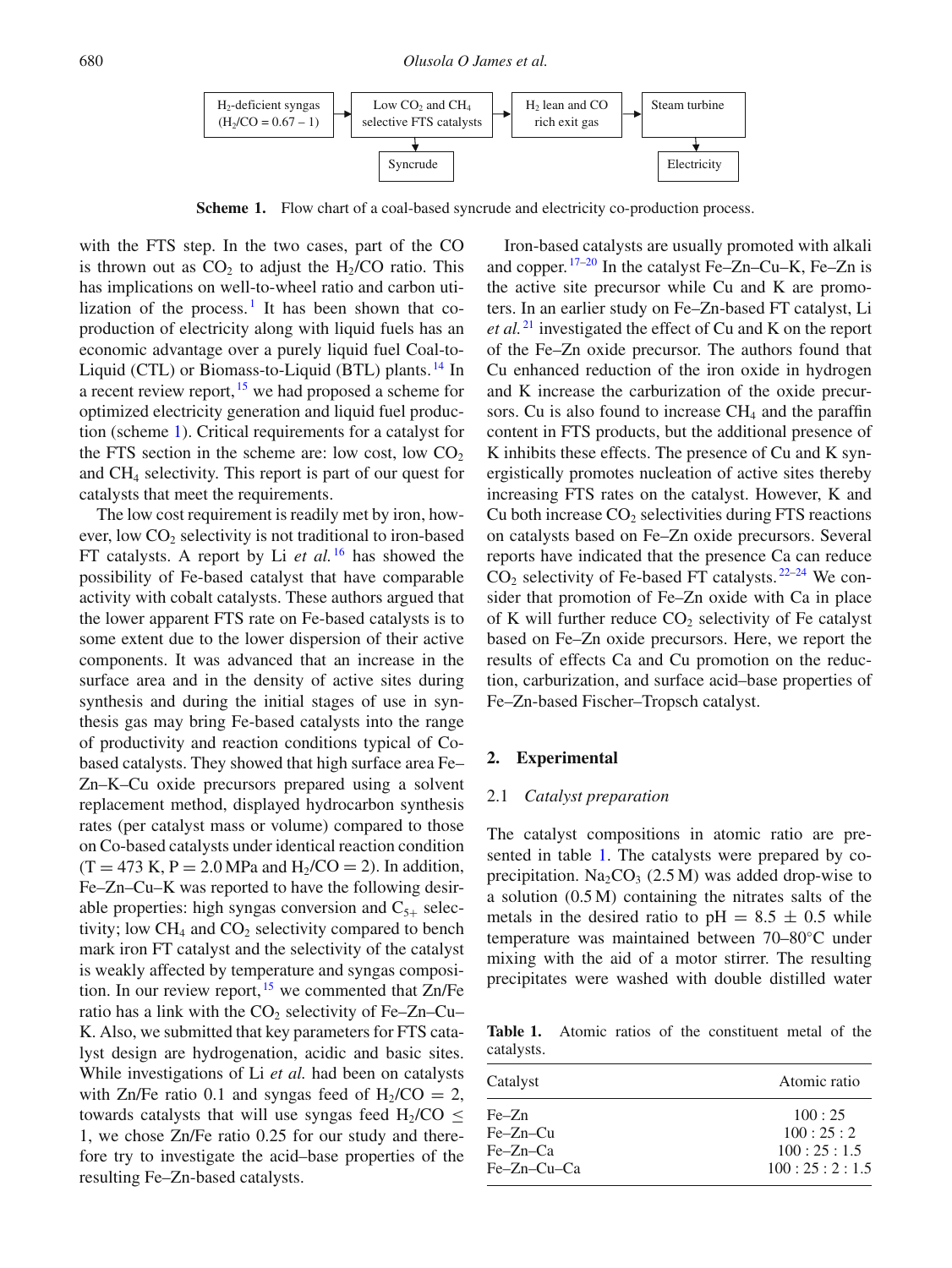H₂-deficient syngas ($H_2/CO = 0.67 – 1$) → Low $CO_2$ and $CH_4$ selective FTS catalysts → $H_2$ lean and CO rich exit gas → Steam turbine → Electricity

Low $CO_2$ and $CH_4$ selective FTS catalysts → Syncrude

**Scheme 1.** Flow chart of a coal-based syncrude and electricity co-production process.

with the FTS step. In the two cases, part of the CO is thrown out as $CO_2$ to adjust the $H_2/CO$ ratio. This has implications on well-to-wheel ratio and carbon utilization of the process.[1] It has been shown that co-production of electricity along with liquid fuels has an economic advantage over a purely liquid fuel Coal-to-Liquid (CTL) or Biomass-to-Liquid (BTL) plants.[14] In a recent review report,[15] we had proposed a scheme for optimized electricity generation and liquid fuel production (scheme 1). Critical requirements for a catalyst for the FTS section in the scheme are: low cost, low $CO_2$ and $CH_4$ selectivity. This report is part of our quest for catalysts that meet the requirements.

The low cost requirement is readily met by iron, however, low $CO_2$ selectivity is not traditional to iron-based FT catalysts. A report by Li *et al.*[16] has showed the possibility of Fe-based catalyst that have comparable activity with cobalt catalysts. These authors argued that the lower apparent FTS rate on Fe-based catalysts is to some extent due to the lower dispersion of their active components. It was advanced that an increase in the surface area and in the density of active sites during synthesis and during the initial stages of use in synthesis gas may bring Fe-based catalysts into the range of productivity and reaction conditions typical of Co-based catalysts. They showed that high surface area Fe–Zn–K–Cu oxide precursors prepared using a solvent replacement method, displayed hydrocarbon synthesis rates (per catalyst mass or volume) compared to those on Co-based catalysts under identical reaction condition ($T = 473$ K, $P = 2.0$ MPa and $H_2/CO = 2$). In addition, Fe–Zn–Cu–K was reported to have the following desirable properties: high syngas conversion and $C_{5+}$ selectivity; low $CH_4$ and $CO_2$ selectivity compared to bench mark iron FT catalyst and the selectivity of the catalyst is weakly affected by temperature and syngas composition. In our review report,[15] we commented that Zn/Fe ratio has a link with the $CO_2$ selectivity of Fe–Zn–Cu–K. Also, we submitted that key parameters for FTS catalyst design are hydrogenation, acidic and basic sites. While investigations of Li *et al.* had been on catalysts with Zn/Fe ratio 0.1 and syngas feed of $H_2/CO = 2$, towards catalysts that will use syngas feed $H_2/CO \leq 1$, we chose Zn/Fe ratio 0.25 for our study and therefore try to investigate the acid–base properties of the resulting Fe–Zn-based catalysts.

Iron-based catalysts are usually promoted with alkali and copper.[17–20] In the catalyst Fe–Zn–Cu–K, Fe–Zn is the active site precursor while Cu and K are promoters. In an earlier study on Fe–Zn-based FT catalyst, Li *et al.*[21] investigated the effect of Cu and K on the report of the Fe–Zn oxide precursor. The authors found that Cu enhanced reduction of the iron oxide in hydrogen and K increase the carburization of the oxide precursors. Cu is also found to increase $CH_4$ and the paraffin content in FTS products, but the additional presence of K inhibits these effects. The presence of Cu and K synergistically promotes nucleation of active sites thereby increasing FTS rates on the catalyst. However, K and Cu both increase $CO_2$ selectivities during FTS reactions on catalysts based on Fe–Zn oxide precursors. Several reports have indicated that the presence Ca can reduce $CO_2$ selectivity of Fe-based FT catalysts.[22–24] We consider that promotion of Fe–Zn oxide with Cu in place of K will further reduce $CO_2$ selectivity of Fe catalyst based on Fe–Zn oxide precursors. Here, we report the results of effects Ca and Cu promotion on the reduction, carburization, and surface acid–base properties of Fe–Zn-based Fischer–Tropsch catalyst.

## 2. Experimental

### 2.1 *Catalyst preparation*

The catalyst compositions in atomic ratio are presented in table 1. The catalysts were prepared by co-precipitation. $Na_2CO_3$ (2.5 M) was added drop-wise to a solution (0.5 M) containing the nitrates salts of the metals in the desired ratio to pH $= 8.5 \pm 0.5$ while temperature was maintained between 70–80°C under mixing with the aid of a motor stirrer. The resulting precipitates were washed with double distilled water

**Table 1.** Atomic ratios of the constituent metal of the catalysts.

| Catalyst | Atomic ratio |
|---|---|
| Fe–Zn | 100 : 25 |
| Fe–Zn–Cu | 100 : 25 : 2 |
| Fe–Zn–Ca | 100 : 25 : 1.5 |
| Fe–Zn–Cu–Ca | 100 : 25 : 2 : 1.5 |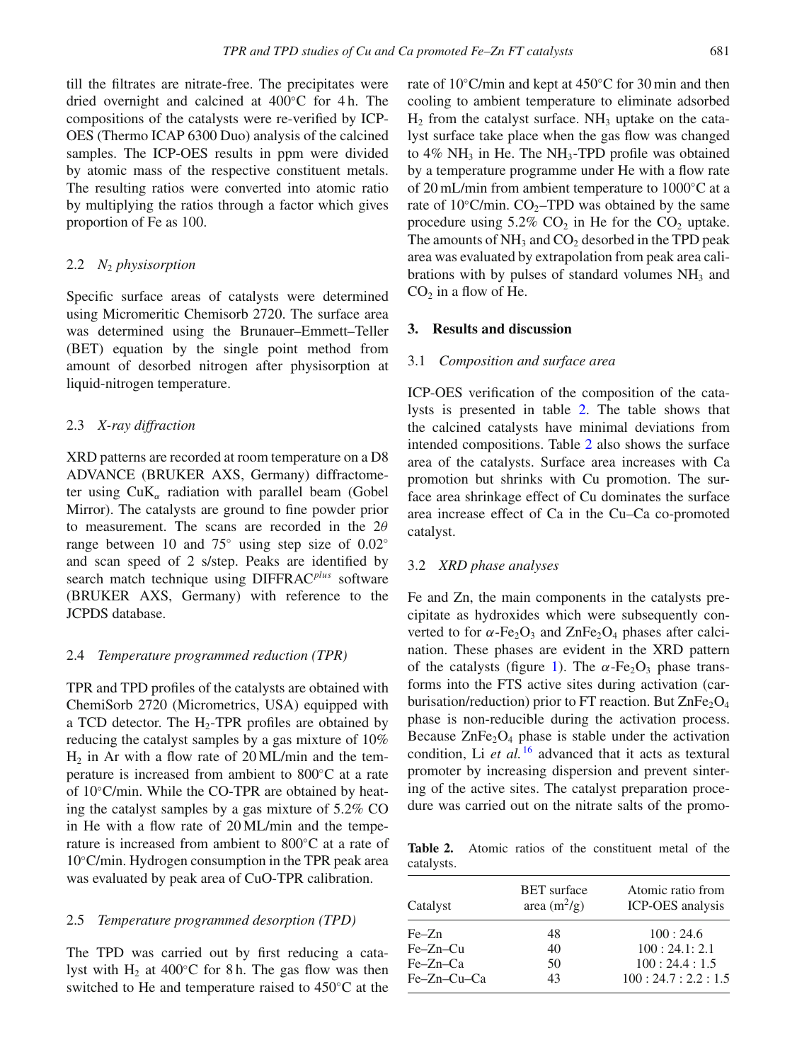till the filtrates are nitrate-free. The precipitates were dried overnight and calcined at 400°C for 4 h. The compositions of the catalysts were re-verified by ICP-OES (Thermo ICAP 6300 Duo) analysis of the calcined samples. The ICP-OES results in ppm were divided by atomic mass of the respective constituent metals. The resulting ratios were converted into atomic ratio by multiplying the ratios through a factor which gives proportion of Fe as 100.

### 2.2 $N_2$ *physisorption*

Specific surface areas of catalysts were determined using Micromeritic Chemisorb 2720. The surface area was determined using the Brunauer–Emmett–Teller (BET) equation by the single point method from amount of desorbed nitrogen after physisorption at liquid-nitrogen temperature.

### 2.3 *X-ray diffraction*

XRD patterns are recorded at room temperature on a D8 ADVANCE (BRUKER AXS, Germany) diffractometer using $CuK_\alpha$ radiation with parallel beam (Gobel Mirror). The catalysts are ground to fine powder prior to measurement. The scans are recorded in the $2\theta$ range between 10 and 75° using step size of 0.02° and scan speed of 2 s/step. Peaks are identified by search match technique using DIFFRAC$^{plus}$ software (BRUKER AXS, Germany) with reference to the JCPDS database.

### 2.4 *Temperature programmed reduction (TPR)*

TPR and TPD profiles of the catalysts are obtained with ChemiSorb 2720 (Micrometrics, USA) equipped with a TCD detector. The $H_2$-TPR profiles are obtained by reducing the catalyst samples by a gas mixture of 10% $H_2$ in Ar with a flow rate of 20 ML/min and the temperature is increased from ambient to 800°C at a rate of 10°C/min. While the CO-TPR are obtained by heating the catalyst samples by a gas mixture of 5.2% CO in He with a flow rate of 20 ML/min and the temperature is increased from ambient to 800°C at a rate of 10°C/min. Hydrogen consumption in the TPR peak area was evaluated by peak area of CuO-TPR calibration.

### 2.5 *Temperature programmed desorption (TPD)*

The TPD was carried out by first reducing a catalyst with $H_2$ at 400°C for 8 h. The gas flow was then switched to He and temperature raised to 450°C at the rate of 10°C/min and kept at 450°C for 30 min and then cooling to ambient temperature to eliminate adsorbed $H_2$ from the catalyst surface. $NH_3$ uptake on the catalyst surface take place when the gas flow was changed to 4% $NH_3$ in He. The $NH_3$-TPD profile was obtained by a temperature programme under He with a flow rate of 20 mL/min from ambient temperature to 1000°C at a rate of 10°C/min. $CO_2$–TPD was obtained by the same procedure using 5.2% $CO_2$ in He for the $CO_2$ uptake. The amounts of $NH_3$ and $CO_2$ desorbed in the TPD peak area was evaluated by extrapolation from peak area calibrations with by pulses of standard volumes $NH_3$ and $CO_2$ in a flow of He.

## 3. Results and discussion

### 3.1 *Composition and surface area*

ICP-OES verification of the composition of the catalysts is presented in table 2. The table shows that the calcined catalysts have minimal deviations from intended compositions. Table 2 also shows the surface area of the catalysts. Surface area increases with Ca promotion but shrinks with Cu promotion. The surface area shrinkage effect of Cu dominates the surface area increase effect of Ca in the Cu–Ca co-promoted catalyst.

### 3.2 *XRD phase analyses*

Fe and Zn, the main components in the catalysts precipitate as hydroxides which were subsequently converted to for $\alpha$-$Fe_2O_3$ and $ZnFe_2O_4$ phases after calcination. These phases are evident in the XRD pattern of the catalysts (figure 1). The $\alpha$-$Fe_2O_3$ phase transforms into the FTS active sites during activation (carburisation/reduction) prior to FT reaction. But $ZnFe_2O_4$ phase is non-reducible during the activation process. Because $ZnFe_2O_4$ phase is stable under the activation condition, Li *et al.*[16] advanced that it acts as textural promoter by increasing dispersion and prevent sintering of the active sites. The catalyst preparation procedure was carried out on the nitrate salts of the promo-

**Table 2.** Atomic ratios of the constituent metal of the catalysts.

| Catalyst | BET surface area ($m^2$/g) | Atomic ratio from ICP-OES analysis |
|---|---|---|
| Fe–Zn | 48 | 100 : 24.6 |
| Fe–Zn–Cu | 40 | 100 : 24.1: 2.1 |
| Fe–Zn–Ca | 50 | 100 : 24.4 : 1.5 |
| Fe–Zn–Cu–Ca | 43 | 100 : 24.7 : 2.2 : 1.5 |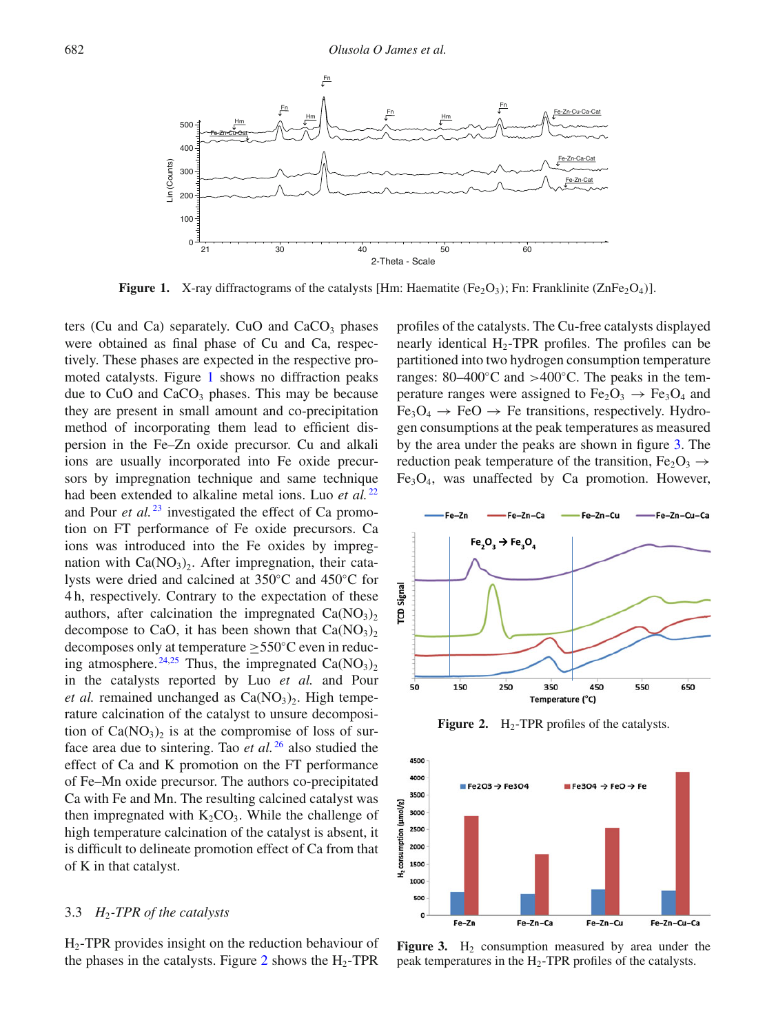Figure 1. X-ray diffractograms of the catalysts [Hm: Haematite ($Fe_2O_3$); Fn: Franklinite ($ZnFe_2O_4$)].

ters (Cu and Ca) separately. CuO and $CaCO_3$ phases were obtained as final phase of Cu and Ca, respectively. These phases are expected in the respective promoted catalysts. Figure 1 shows no diffraction peaks due to CuO and $CaCO_3$ phases. This may be because they are present in small amount and co-precipitation method of incorporating them lead to efficient dispersion in the Fe–Zn oxide precursor. Cu and alkali ions are usually incorporated into Fe oxide precursors by impregnation technique and same technique had been extended to alkaline metal ions. Luo *et al.*[22] and Pour *et al.*[23] investigated the effect of Ca promotion on FT performance of Fe oxide precursors. Ca ions was introduced into the Fe oxides by impregnation with $Ca(NO_3)_2$. After impregnation, their catalysts were dried and calcined at 350°C and 450°C for 4 h, respectively. Contrary to the expectation of these authors, after calcination the impregnated $Ca(NO_3)_2$ decompose to CaO, it has been shown that $Ca(NO_3)_2$ decomposes only at temperature ≥550°C even in reducing atmosphere.[24,25] Thus, the impregnated $Ca(NO_3)_2$ in the catalysts reported by Luo *et al.* and Pour *et al.* remained unchanged as $Ca(NO_3)_2$. High temperature calcination of the catalyst to unsure decomposition of $Ca(NO_3)_2$ is at the compromise of loss of surface area due to sintering. Tao *et al.*[26] also studied the effect of Ca and K promotion on the FT performance of Fe–Mn oxide precursor. The authors co-precipitated Ca with Fe and Mn. The resulting calcined catalyst was then impregnated with $K_2CO_3$. While the challenge of high temperature calcination of the catalyst is absent, it is difficult to delineate promotion effect of Ca from that of K in that catalyst.

### 3.3 *$H_2$-TPR of the catalysts*

$H_2$-TPR provides insight on the reduction behaviour of the phases in the catalysts. Figure 2 shows the $H_2$-TPR profiles of the catalysts. The Cu-free catalysts displayed nearly identical $H_2$-TPR profiles. The profiles can be partitioned into two hydrogen consumption temperature ranges: 80–400°C and >400°C. The peaks in the temperature ranges were assigned to $Fe_2O_3 \rightarrow Fe_3O_4$ and $Fe_3O_4 \rightarrow FeO \rightarrow Fe$ transitions, respectively. Hydrogen consumptions at the peak temperatures as measured by the area under the peaks are shown in figure 3. The reduction peak temperature of the transition, $Fe_2O_3 \rightarrow Fe_3O_4$, was unaffected by Ca promotion. However,

Figure 2. $H_2$-TPR profiles of the catalysts.

Figure 3. $H_2$ consumption measured by area under the peak temperatures in the $H_2$-TPR profiles of the catalysts.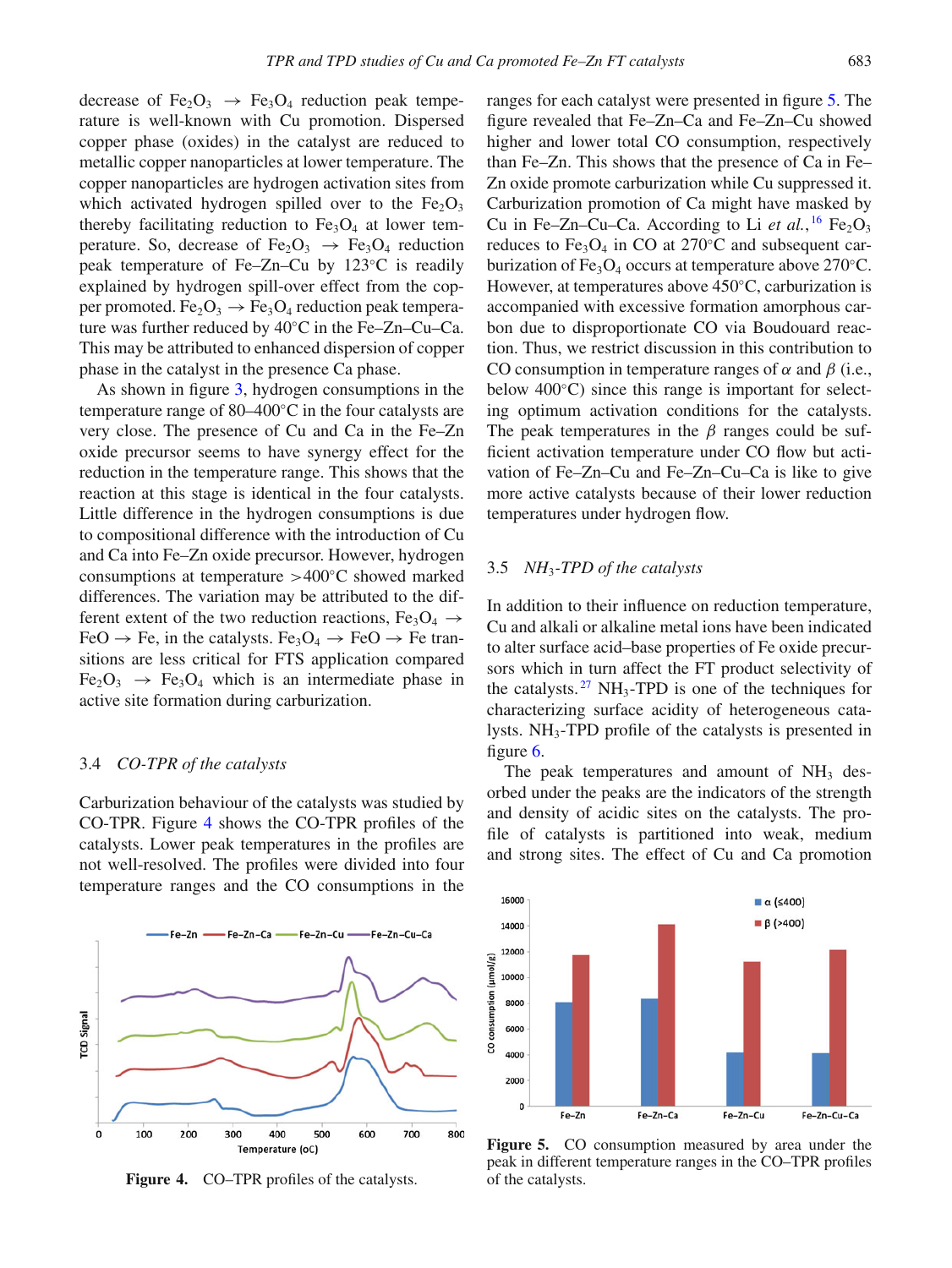decrease of $Fe_2O_3 \rightarrow Fe_3O_4$ reduction peak temperature is well-known with Cu promotion. Dispersed copper phase (oxides) in the catalyst are reduced to metallic copper nanoparticles at lower temperature. The copper nanoparticles are hydrogen activation sites from which activated hydrogen spilled over to the $Fe_2O_3$ thereby facilitating reduction to $Fe_3O_4$ at lower temperature. So, decrease of $Fe_2O_3 \rightarrow Fe_3O_4$ reduction peak temperature of Fe–Zn–Cu by 123°C is readily explained by hydrogen spill-over effect from the copper promoted. $Fe_2O_3 \rightarrow Fe_3O_4$ reduction peak temperature was further reduced by 40°C in the Fe–Zn–Cu–Ca. This may be attributed to enhanced dispersion of copper phase in the catalyst in the presence Ca phase.

As shown in figure 3, hydrogen consumptions in the temperature range of 80–400°C in the four catalysts are very close. The presence of Cu and Ca in the Fe–Zn oxide precursor seems to have synergy effect for the reduction in the temperature range. This shows that the reaction at this stage is identical in the four catalysts. Little difference in the hydrogen consumptions is due to compositional difference with the introduction of Cu and Ca into Fe–Zn oxide precursor. However, hydrogen consumptions at temperature >400°C showed marked differences. The variation may be attributed to the different extent of the two reduction reactions, $Fe_3O_4 \rightarrow FeO \rightarrow Fe$, in the catalysts. $Fe_3O_4 \rightarrow FeO \rightarrow Fe$ transitions are less critical for FTS application compared $Fe_2O_3 \rightarrow Fe_3O_4$ which is an intermediate phase in active site formation during carburization.

### 3.4 *CO-TPR of the catalysts*

Carburization behaviour of the catalysts was studied by CO-TPR. Figure 4 shows the CO-TPR profiles of the catalysts. Lower peak temperatures in the profiles are not well-resolved. The profiles were divided into four temperature ranges and the CO consumptions in the ranges for each catalyst were presented in figure 5. The figure revealed that Fe–Zn–Ca and Fe–Zn–Cu showed higher and lower total CO consumption, respectively than Fe–Zn. This shows that the presence of Ca in Fe–Zn oxide promote carburization while Cu suppressed it. Carburization promotion of Ca might have masked by Cu in Fe–Zn–Cu–Ca. According to Li *et al.*,[16] $Fe_2O_3$ reduces to $Fe_3O_4$ in CO at 270°C and subsequent carburization of $Fe_3O_4$ occurs at temperature above 270°C. However, at temperatures above 450°C, carburization is accompanied with excessive formation amorphous carbon due to disproportionate CO via Boudouard reaction. Thus, we restrict discussion in this contribution to CO consumption in temperature ranges of $\alpha$ and $\beta$ (i.e., below 400°C) since this range is important for selecting optimum activation conditions for the catalysts. The peak temperatures in the $\beta$ ranges could be sufficient activation temperature under CO flow but activation of Fe–Zn–Cu and Fe–Zn–Cu–Ca is like to give more active catalysts because of their lower reduction temperatures under hydrogen flow.

**Figure 4.** CO–TPR profiles of the catalysts.

### 3.5 *$NH_3$-TPD of the catalysts*

In addition to their influence on reduction temperature, Cu and alkali or alkaline metal ions have been indicated to alter surface acid–base properties of Fe oxide precursors which in turn affect the FT product selectivity of the catalysts.[27] $NH_3$-TPD is one of the techniques for characterizing surface acidity of heterogeneous catalysts. $NH_3$-TPD profile of the catalysts is presented in figure 6.

The peak temperatures and amount of $NH_3$ desorbed under the peaks are the indicators of the strength and density of acidic sites on the catalysts. The profile of catalysts is partitioned into weak, medium and strong sites. The effect of Cu and Ca promotion

**Figure 5.** CO consumption measured by area under the peak in different temperature ranges in the CO–TPR profiles of the catalysts.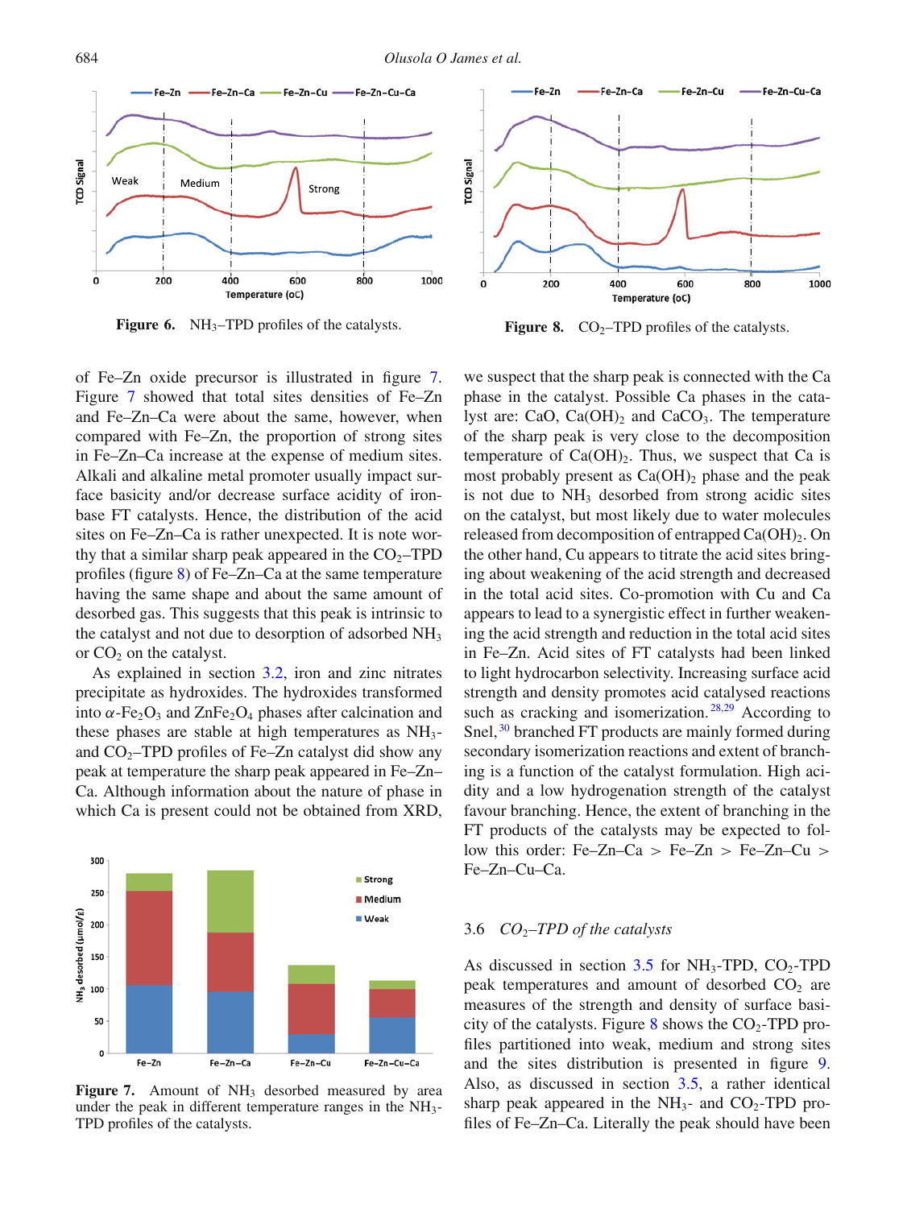**Figure 6.** $NH_3$–TPD profiles of the catalysts.

**Figure 8.** $CO_2$–TPD profiles of the catalysts.

of Fe–Zn oxide precursor is illustrated in figure 7. Figure 7 showed that total sites densities of Fe–Zn and Fe–Zn–Ca were about the same, however, when compared with Fe–Zn, the proportion of strong sites in Fe–Zn–Ca increase at the expense of medium sites. Alkali and alkaline metal promoter usually impact surface basicity and/or decrease surface acidity of iron-base FT catalysts. Hence, the distribution of the acid sites on Fe–Zn–Ca is rather unexpected. It is note worthy that a similar sharp peak appeared in the $CO_2$–TPD profiles (figure 8) of Fe–Zn–Ca at the same temperature having the same shape and about the same amount of desorbed gas. This suggests that this peak is intrinsic to the catalyst and not due to desorption of adsorbed $NH_3$ or $CO_2$ on the catalyst.

As explained in section 3.2, iron and zinc nitrates precipitate as hydroxides. The hydroxides transformed into $\alpha$-$Fe_2O_3$ and $ZnFe_2O_4$ phases after calcination and these phases are stable at high temperatures as $NH_3$- and $CO_2$–TPD profiles of Fe–Zn catalyst did show any peak at temperature the sharp peak appeared in Fe–Zn–Ca. Although information about the nature of phase in which Ca is present could not be obtained from XRD,

**Figure 7.** Amount of $NH_3$ desorbed measured by area under the peak in different temperature ranges in the $NH_3$-TPD profiles of the catalysts.

we suspect that the sharp peak is connected with the Ca phase in the catalyst. Possible Ca phases in the catalyst are: CaO, $Ca(OH)_2$ and $CaCO_3$. The temperature of the sharp peak is very close to the decomposition temperature of $Ca(OH)_2$. Thus, we suspect that Ca is most probably present as $Ca(OH)_2$ phase and the peak is not due to $NH_3$ desorbed from strong acidic sites on the catalyst, but most likely due to water molecules released from decomposition of entrapped $Ca(OH)_2$. On the other hand, Cu appears to titrate the acid sites bringing about weakening of the acid strength and decreased in the total acid sites. Co-promotion with Cu and Ca appears to lead to a synergistic effect in further weakening the acid strength and reduction in the total acid sites in Fe–Zn. Acid sites of FT catalysts had been linked to light hydrocarbon selectivity. Increasing surface acid strength and density promotes acid catalysed reactions such as cracking and isomerization.[28,29] According to Snel,[30] branched FT products are mainly formed during secondary isomerization reactions and extent of branching is a function of the catalyst formulation. High acidity and a low hydrogenation strength of the catalyst favour branching. Hence, the extent of branching in the FT products of the catalysts may be expected to follow this order: Fe–Zn–Ca > Fe–Zn > Fe–Zn–Cu > Fe–Zn–Cu–Ca.

### 3.6 *$CO_2$–TPD of the catalysts*

As discussed in section 3.5 for $NH_3$-TPD, $CO_2$-TPD peak temperatures and amount of desorbed $CO_2$ are measures of the strength and density of surface basicity of the catalysts. Figure 8 shows the $CO_2$-TPD profiles partitioned into weak, medium and strong sites and the sites distribution is presented in figure 9. Also, as discussed in section 3.5, a rather identical sharp peak appeared in the $NH_3$- and $CO_2$-TPD profiles of Fe–Zn–Ca. Literally the peak should have been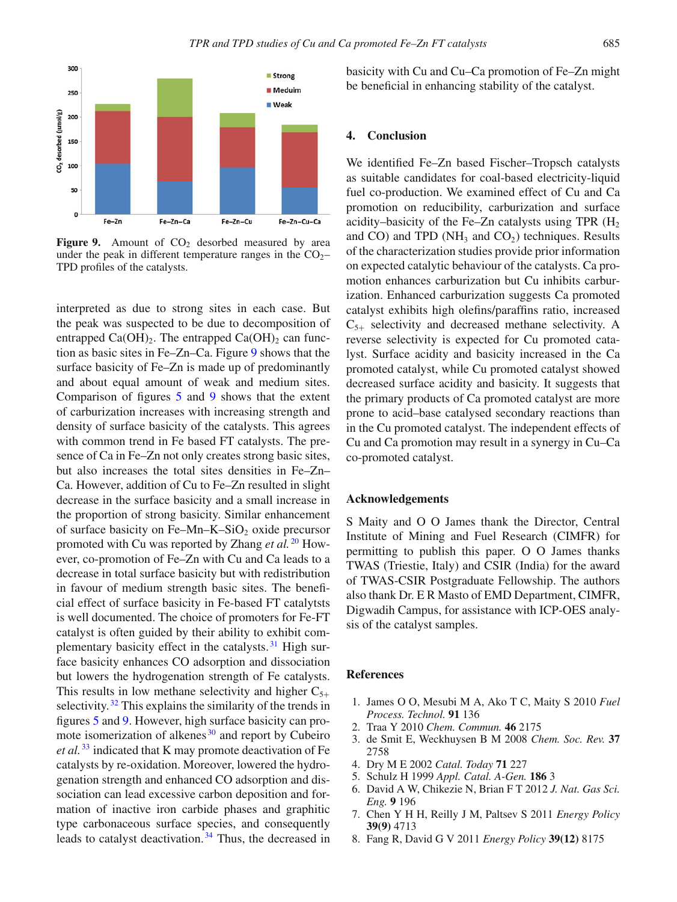**Figure 9.** Amount of $CO_2$ desorbed measured by area under the peak in different temperature ranges in the $CO_2$–TPD profiles of the catalysts.

interpreted as due to strong sites in each case. But the peak was suspected to be due to decomposition of entrapped $Ca(OH)_2$. The entrapped $Ca(OH)_2$ can function as basic sites in Fe–Zn–Ca. Figure 9 shows that the surface basicity of Fe–Zn is made up of predominantly and about equal amount of weak and medium sites. Comparison of figures 5 and 9 shows that the extent of carburization increases with increasing strength and density of surface basicity of the catalysts. This agrees with common trend in Fe based FT catalysts. The presence of Ca in Fe–Zn not only creates strong basic sites, but also increases the total sites densities in Fe–Zn–Ca. However, addition of Cu to Fe–Zn resulted in slight decrease in the surface basicity and a small increase in the proportion of strong basicity. Similar enhancement of surface basicity on Fe–Mn–K–$SiO_2$ oxide precursor promoted with Cu was reported by Zhang *et al.*[20] However, co-promotion of Fe–Zn with Cu and Ca leads to a decrease in total surface basicity but with redistribution in favour of medium strength basic sites. The beneficial effect of surface basicity in Fe-based FT catalytsts is well documented. The choice of promoters for Fe-FT catalyst is often guided by their ability to exhibit complementary basicity effect in the catalysts.[31] High surface basicity enhances CO adsorption and dissociation but lowers the hydrogenation strength of Fe catalysts. This results in low methane selectivity and higher $C_{5+}$ selectivity.[32] This explains the similarity of the trends in figures 5 and 9. However, high surface basicity can promote isomerization of alkenes[30] and report by Cubeiro *et al.*[33] indicated that K may promote deactivation of Fe catalysts by re-oxidation. Moreover, lowered the hydrogenation strength and enhanced CO adsorption and dissociation can lead excessive carbon deposition and formation of inactive iron carbide phases and graphitic type carbonaceous surface species, and consequently leads to catalyst deactivation.[34] Thus, the decreased in basicity with Cu and Cu–Ca promotion of Fe–Zn might be beneficial in enhancing stability of the catalyst.

## 4. Conclusion

We identified Fe–Zn based Fischer–Tropsch catalysts as suitable candidates for coal-based electricity-liquid fuel co-production. We examined effect of Cu and Ca promotion on reducibility, carburization and surface acidity–basicity of the Fe–Zn catalysts using TPR ($H_2$ and CO) and TPD ($NH_3$ and $CO_2$) techniques. Results of the characterization studies provide prior information on expected catalytic behaviour of the catalysts. Ca promotion enhances carburization but Cu inhibits carburization. Enhanced carburization suggests Ca promoted catalyst exhibits high olefins/paraffins ratio, increased $C_{5+}$ selectivity and decreased methane selectivity. A reverse selectivity is expected for Cu promoted catalyst. Surface acidity and basicity increased in the Ca promoted catalyst, while Cu promoted catalyst showed decreased surface acidity and basicity. It suggests that the primary products of Ca promoted catalyst are more prone to acid–base catalysed secondary reactions than in the Cu promoted catalyst. The independent effects of Cu and Ca promotion may result in a synergy in Cu–Ca co-promoted catalyst.

## Acknowledgements

S Maity and O O James thank the Director, Central Institute of Mining and Fuel Research (CIMFR) for permitting to publish this paper. O O James thanks TWAS (Triestie, Italy) and CSIR (India) for the award of TWAS-CSIR Postgraduate Fellowship. The authors also thank Dr. E R Masto of EMD Department, CIMFR, Digwadih Campus, for assistance with ICP-OES analysis of the catalyst samples.

## References

1. James O O, Mesubi M A, Ako T C, Maity S 2010 *Fuel Process. Technol.* **91** 136
2. Traa Y 2010 *Chem. Commun.* **46** 2175
3. de Smit E, Weckhuysen B M 2008 *Chem. Soc. Rev.* **37** 2758
4. Dry M E 2002 *Catal. Today* **71** 227
5. Schulz H 1999 *Appl. Catal. A-Gen.* **186** 3
6. David A W, Chikezie N, Brian F T 2012 *J. Nat. Gas Sci. Eng.* **9** 196
7. Chen Y H H, Reilly J M, Paltsev S 2011 *Energy Policy* **39(9)** 4713
8. Fang R, David G V 2011 *Energy Policy* **39(12)** 8175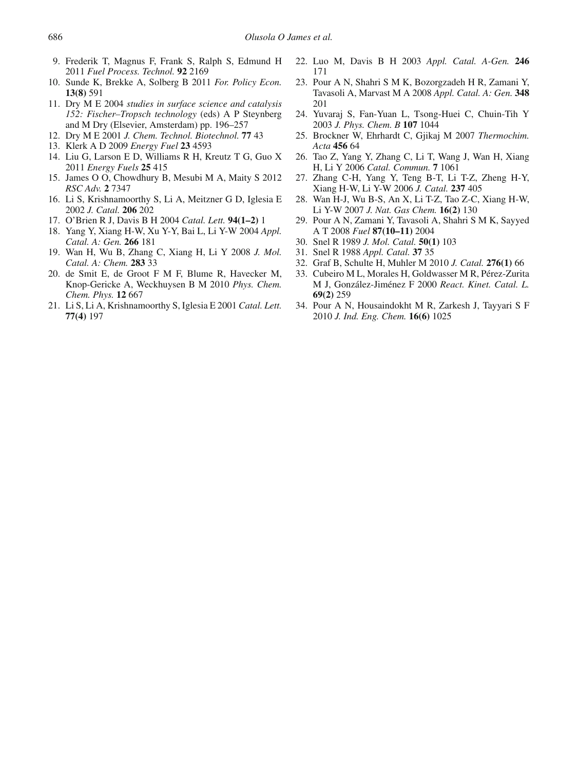9. Frederik T, Magnus F, Frank S, Ralph S, Edmund H 2011 *Fuel Process. Technol.* **92** 2169
10. Sunde K, Brekke A, Solberg B 2011 *For. Policy Econ.* **13(8)** 591
11. Dry M E 2004 *studies in surface science and catalysis 152: Fischer–Tropsch technology* (eds) A P Steynberg and M Dry (Elsevier, Amsterdam) pp. 196–257
12. Dry M E 2001 *J. Chem. Technol. Biotechnol.* **77** 43
13. Klerk A D 2009 *Energy Fuel* **23** 4593
14. Liu G, Larson E D, Williams R H, Kreutz T G, Guo X 2011 *Energy Fuels* **25** 415
15. James O O, Chowdhury B, Mesubi M A, Maity S 2012 *RSC Adv.* **2** 7347
16. Li S, Krishnamoorthy S, Li A, Meitzner G D, Iglesia E 2002 *J. Catal.* **206** 202
17. O'Brien R J, Davis B H 2004 *Catal. Lett.* **94(1–2)** 1
18. Yang Y, Xiang H-W, Xu Y-Y, Bai L, Li Y-W 2004 *Appl. Catal. A: Gen.* **266** 181
19. Wan H, Wu B, Zhang C, Xiang H, Li Y 2008 *J. Mol. Catal. A: Chem.* **283** 33
20. de Smit E, de Groot F M F, Blume R, Havecker M, Knop-Gericke A, Weckhuysen B M 2010 *Phys. Chem. Chem. Phys.* **12** 667
21. Li S, Li A, Krishnamoorthy S, Iglesia E 2001 *Catal. Lett.* **77(4)** 197
22. Luo M, Davis B H 2003 *Appl. Catal. A-Gen.* **246** 171
23. Pour A N, Shahri S M K, Bozorgzadeh H R, Zamani Y, Tavasoli A, Marvast M A 2008 *Appl. Catal. A: Gen.* **348** 201
24. Yuvaraj S, Fan-Yuan L, Tsong-Huei C, Chuin-Tih Y 2003 *J. Phys. Chem. B* **107** 1044
25. Brockner W, Ehrhardt C, Gjikaj M 2007 *Thermochim. Acta* **456** 64
26. Tao Z, Yang Y, Zhang C, Li T, Wang J, Wan H, Xiang H, Li Y 2006 *Catal. Commun.* **7** 1061
27. Zhang C-H, Yang Y, Teng B-T, Li T-Z, Zheng H-Y, Xiang H-W, Li Y-W 2006 *J. Catal.* **237** 405
28. Wan H-J, Wu B-S, An X, Li T-Z, Tao Z-C, Xiang H-W, Li Y-W 2007 *J. Nat. Gas Chem.* **16(2)** 130
29. Pour A N, Zamani Y, Tavasoli A, Shahri S M K, Sayyed A T 2008 *Fuel* **87(10–11)** 2004
30. Snel R 1989 *J. Mol. Catal.* **50(1)** 103
31. Snel R 1988 *Appl. Catal.* **37** 35
32. Graf B, Schulte H, Muhler M 2010 *J. Catal.* **276(1)** 66
33. Cubeiro M L, Morales H, Goldwasser M R, Pérez-Zurita M J, González-Jiménez F 2000 *React. Kinet. Catal. L.* **69(2)** 259
34. Pour A N, Housaindokht M R, Zarkesh J, Tayyari S F 2010 *J. Ind. Eng. Chem.* **16(6)** 1025